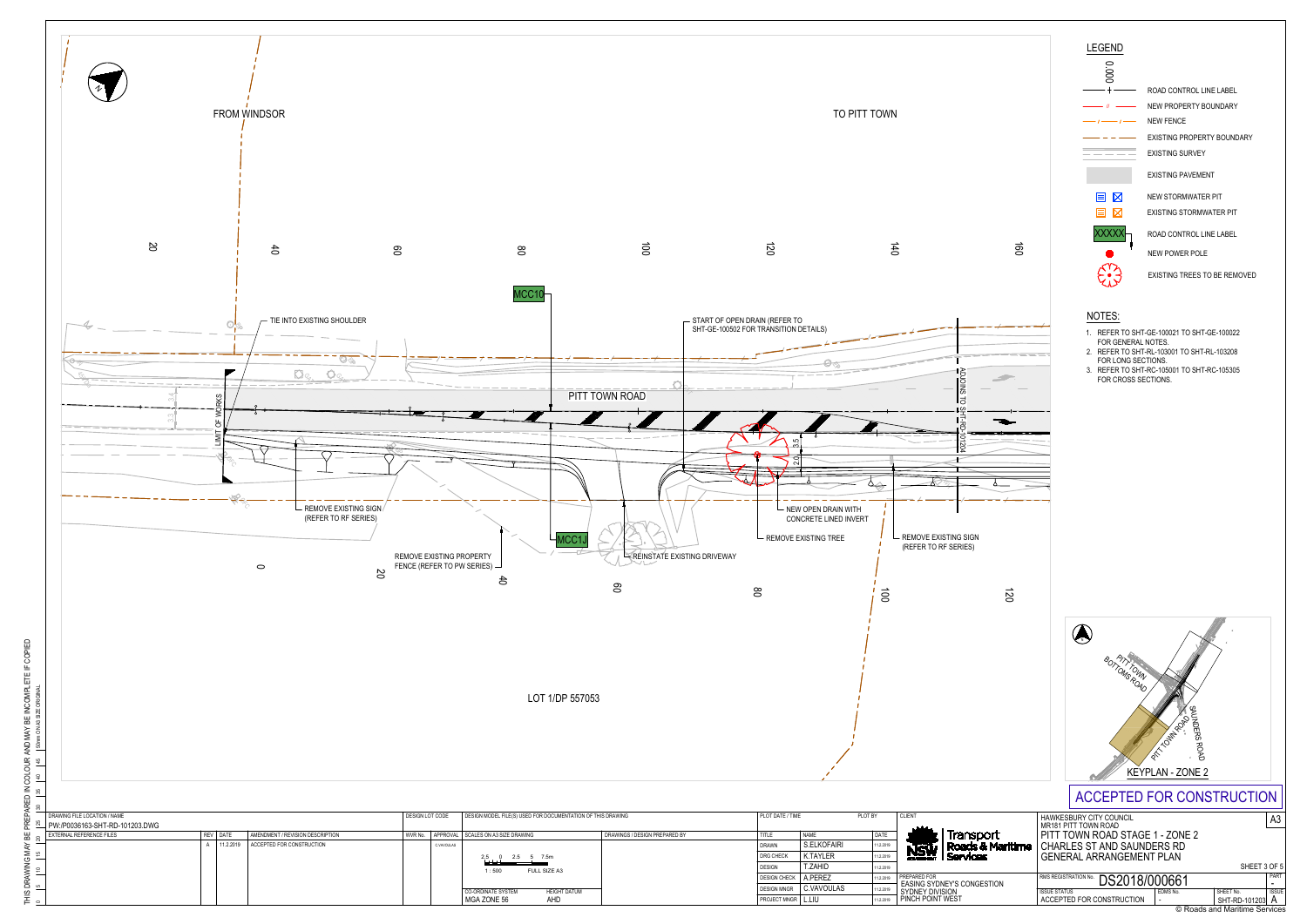FROM WINDSOR

TO PITT TOWN

MCC10

MCC1J

TIE INTO EXISTING SHOULDER

START OF OPEN DRAIN (REFER TO SHT-GE-100502 FOR TRANSITION DETAILS)

PITT TOWN ROAD

LIMIT OF WORKS

ADJOINS TO SHT-RD-101204

REMOVE EXISTING SIGN (REFER TO RF SERIES)

REMOVE EXISTING PROPERTY FENCE (REFER TO PW SERIES)

REINSTATE EXISTING DRIVEWAY

NEW OPEN DRAIN WITH CONCRETE LINED INVERT

REMOVE EXISTING TREE

REMOVE EXISTING SIGN (REFER TO RF SERIES)

LOT 1/DP 557053

## LEGEND

- 0.000 ROAD CONTROL LINE LABEL
- NEW PROPERTY BOUNDARY
- NEW FENCE
- EXISTING PROPERTY BOUNDARY
- EXISTING SURVEY
- EXISTING PAVEMENT
- NEW STORMWATER PIT
- EXISTING STORMWATER PIT
- XXXXX ROAD CONTROL LINE LABEL
- NEW POWER POLE
- EXISTING TREES TO BE REMOVED

## NOTES:

1. REFER TO SHT-GE-100021 TO SHT-GE-100022 FOR GENERAL NOTES.
2. REFER TO SHT-RL-103001 TO SHT-RL-103208 FOR LONG SECTIONS.
3. REFER TO SHT-RC-105001 TO SHT-RC-105305 FOR CROSS SECTIONS.

KEYPLAN - ZONE 2

PITT TOWN BOTTOMS ROAD

PITT TOWN ROAD

SAUNDERS ROAD

# ACCEPTED FOR CONSTRUCTION

THIS DRAWING MAY BE PREPARED IN COLOUR AND MAY BE INCOMPLETE IF COPIED

| DRAWING FILE LOCATION / NAME | | | | DESIGN LOT CODE | DESIGN MODEL FILE(S) USED FOR DOCUMENTATION OF THIS DRAWING |
|---|---|---|---|---|---|
| PW:/P0036163-SHT-RD-101203.DWG | | | | | |

| EXTERNAL REFERENCE FILES | REV | DATE | AMENDMENT / REVISION DESCRIPTION | WVR No. | APPROVAL |
|---|---|---|---|---|---|
| | A | 11.2.2019 | ACCEPTED FOR CONSTRUCTION | | C.VAVOULAS |

SCALES ON A3 SIZE DRAWING: 1 : 500 FULL SIZE A3

CO-ORDINATE SYSTEM: MGA ZONE 56

HEIGHT DATUM: AHD

DRAWINGS / DESIGN PREPARED BY

| TITLE | NAME | DATE |
|---|---|---|
| DRAWN | S.ELKOFAIRI | 11.2.2019 |
| DRG CHECK | K.TAYLER | 11.2.2019 |
| DESIGN | T.ZAHID | 11.2.2019 |
| DESIGN CHECK | A.PEREZ | 11.2.2019 |
| DESIGN MNGR | C.VAVOULAS | 11.2.2019 |
| PROJECT MNGR | L.LIU | 11.2.2019 |

CLIENT: Transport Roads & Maritime Services

PREPARED FOR: EASING SYDNEY'S CONGESTION, SYDNEY DIVISION, PINCH POINT WEST

HAWKESBURY CITY COUNCIL
MR181 PITT TOWN ROAD
PITT TOWN ROAD STAGE 1 - ZONE 2
CHARLES ST AND SAUNDERS RD
GENERAL ARRANGEMENT PLAN

A3

SHEET 3 OF 5

RMS REGISTRATION No. DS2018/000661

| ISSUE STATUS | EDMS No. | SHEET No. | ISSUE |
|---|---|---|---|
| ACCEPTED FOR CONSTRUCTION | - | SHT-RD-101203 | A |

© Roads and Maritime Services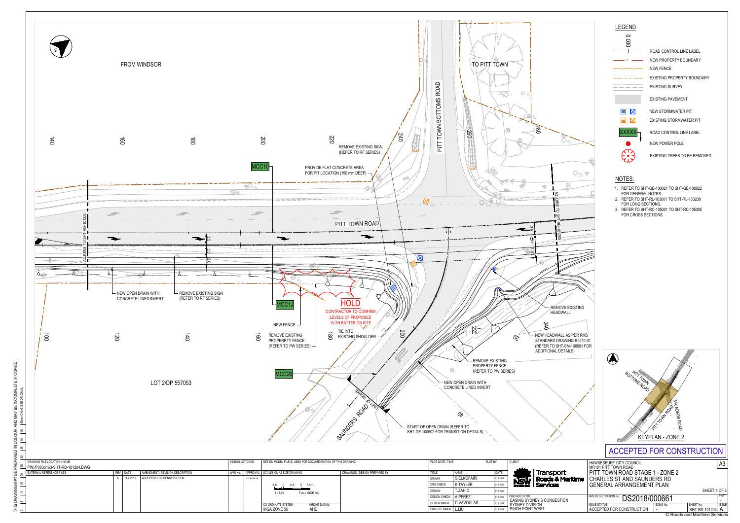# LEGEND

- 0.000 — ROAD CONTROL LINE LABEL
- NEW PROPERTY BOUNDARY
- NEW FENCE
- EXISTING PROPERTY BOUNDARY
- EXISTING SURVEY
- EXISTING PAVEMENT
- NEW STORMWATER PIT
- EXISTING STORMWATER PIT
- XXXXX — ROAD CONTROL LINE LABEL
- NEW POWER POLE
- EXISTING TREES TO BE REMOVED

# NOTES:

1. REFER TO SHT-GE-100021 TO SHT-GE-100022 FOR GENERAL NOTES.
2. REFER TO SHT-RL-103001 TO SHT-RL-103208 FOR LONG SECTIONS.
3. REFER TO SHT-RC-105001 TO SHT-RC-105305 FOR CROSS SECTIONS.

FROM WINDSOR

TO PITT TOWN

PITT TOWN BOTTOMS ROAD

PITT TOWN ROAD

SAUNDERS ROAD

LIMIT OF WORKS

LOT 2/DP 557053

MCC10

MCC1J

MCC20

ADJOINS TO SHT-RD-101203

ADJOINS TO SHT-RD-101205

REMOVE EXISTING SIGN (REFER TO RF SERIES)

PROVIDE FLAT CONCRETE AREA FOR PIT LOCATION (150 mm DEEP)

NEW OPEN DRAIN WITH CONCRETE LINED INVERT

REMOVE EXISTING SIGN (REFER TO RF SERIES)

NEW FENCE

REMOVE EXISTING PROPERTY FENCE (REFER TO PW SERIES)

HOLD
CONTRACTOR TO CONFIRM LEVELS OF PROPOSED 1V:3H BATTER ON SITE

TIE INTO EXISTING SHOULDER

REMOVE EXISTING HEADWALL

NEW HEADWALL AS PER RMS STANDARD DRAWING R0210-01 (REFER TO SHT-SM-100501 FOR ADDITIONAL DETAILS)

REMOVE EXISTING PROPERTY FENCE (REFER TO PW SERIES)

NEW OPEN DRAIN WITH CONCRETE LINED INVERT

START OF OPEN DRAIN (REFER TO SHT-GE-100502 FOR TRANSITION DETAILS)

KEYPLAN - ZONE 2

ACCEPTED FOR CONSTRUCTION

THIS DRAWING MAY BE PREPARED IN COLOUR AND MAY BE INCOMPLETE IF COPIED

| DRAWING FILE LOCATION / NAME | |
|---|---|
| PW:/P0036163-SHT-RD-101204.DWG | |

| REV | DATE | AMENDMENT / REVISION DESCRIPTION | WVR No. | APPROVAL |
|---|---|---|---|---|
| A | 11.2.2019 | ACCEPTED FOR CONSTRUCTION | | C.VAVOULAS |

DESIGN LOT CODE

DESIGN MODEL FILE(S) USED FOR DOCUMENTATION OF THIS DRAWING

SCALES ON A3 SIZE DRAWING: 1 : 500 FULL SIZE A3

CO-ORDINATE SYSTEM: MGA ZONE 56 — HEIGHT DATUM: AHD

| TITLE | NAME | DATE |
|---|---|---|
| DRAWN | S.ELKOFAIRI | 11.2.2019 |
| DRG CHECK | K.TAYLER | 11.2.2019 |
| DESIGN | T.ZAHID | 11.2.2019 |
| DESIGN CHECK | A.PEREZ | 11.2.2019 |
| DESIGN MNGR | C.VAVOULAS | 11.2.2019 |
| PROJECT MNGR | L.LIU | 11.2.2019 |

CLIENT: Transport Roads & Maritime Services

PREPARED FOR: EASING SYDNEY'S CONGESTION, SYDNEY DIVISION, PINCH POINT WEST

HAWKESBURY CITY COUNCIL
MR181 PITT TOWN ROAD
PITT TOWN ROAD STAGE 1 - ZONE 2
CHARLES ST AND SAUNDERS RD
GENERAL ARRANGEMENT PLAN

SHEET 4 OF 5

A3

RMS REGISTRATION No. DS2018/000661

| ISSUE STATUS | EDMS No. | SHEET No. | ISSUE |
|---|---|---|---|
| ACCEPTED FOR CONSTRUCTION | - | SHT-RD-101204 | A |

© Roads and Maritime Services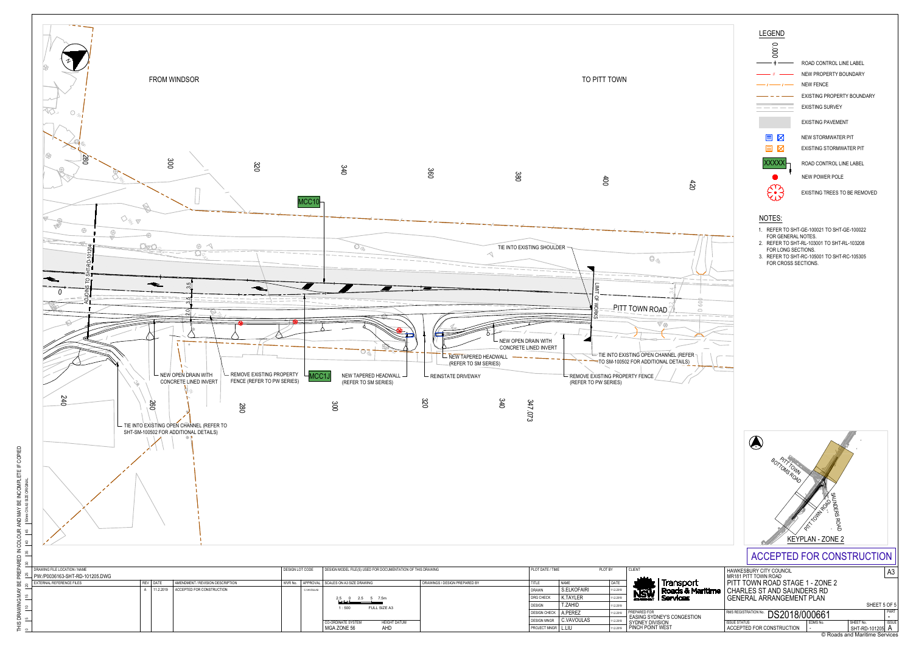FROM WINDSOR

TO PITT TOWN

PITT TOWN ROAD

MCC10

MCC1J

TIE INTO EXISTING SHOULDER

LIMIT OF WORKS

MATCHLINE TO SHT-RD-101204

NEW OPEN DRAIN WITH CONCRETE LINED INVERT

REMOVE EXISTING PROPERTY FENCE (REFER TO PW SERIES)

NEW TAPERED HEADWALL (REFER TO SM SERIES)

REINSTATE DRIVEWAY

NEW TAPERED HEADWALL (REFER TO SM SERIES)

NEW OPEN DRAIN WITH CONCRETE LINED INVERT

REMOVE EXISTING PROPERTY FENCE (REFER TO PW SERIES)

TIE INTO EXISTING OPEN CHANNEL (REFER TO SM-100502 FOR ADDITIONAL DETAILS)

TIE INTO EXISTING OPEN CHANNEL (REFER TO SHT-SM-100502 FOR ADDITIONAL DETAILS)

280 300 320 340 360 380 400 420

240 260 280 300 320 340 347.073

## LEGEND

- 0.000 — ROAD CONTROL LINE LABEL
- NEW PROPERTY BOUNDARY
- NEW FENCE
- EXISTING PROPERTY BOUNDARY
- EXISTING SURVEY
- EXISTING PAVEMENT
- NEW STORMWATER PIT
- EXISTING STORMWATER PIT
- XXXXX — ROAD CONTROL LINE LABEL
- NEW POWER POLE
- EXISTING TREES TO BE REMOVED

## NOTES:

1. REFER TO SHT-GE-100021 TO SHT-GE-100022 FOR GENERAL NOTES.
2. REFER TO SHT-RL-103001 TO SHT-RL-103208 FOR LONG SECTIONS.
3. REFER TO SHT-RC-105001 TO SHT-RC-105305 FOR CROSS SECTIONS.

PITT TOWN BOTTOMS ROAD

PITT TOWN ROAD

SAUNDERS ROAD

KEYPLAN - ZONE 2

## ACCEPTED FOR CONSTRUCTION

THIS DRAWING MAY BE PREPARED IN COLOUR AND MAY BE INCOMPLETE IF COPIED

DRAWING FILE LOCATION / NAME: PW:/P0036163-SHT-RD-101205.DWG

EXTERNAL REFERENCE FILES

| REV | DATE | AMENDMENT / REVISION DESCRIPTION | WVR No. | APPROVAL |
|---|---|---|---|---|
| A | 11.2.2019 | ACCEPTED FOR CONSTRUCTION | | C.VAVOULAS |

DESIGN LOT CODE

DESIGN MODEL FILE(S) USED FOR DOCUMENTATION OF THIS DRAWING

SCALES ON A3 SIZE DRAWING: 1 : 500 FULL SIZE A3

DRAWINGS / DESIGN PREPARED BY

CO-ORDINATE SYSTEM: MGA ZONE 56 — HEIGHT DATUM: AHD

| TITLE | NAME | DATE |
|---|---|---|
| DRAWN | S.ELKOFAIRI | 11.2.2019 |
| DRG CHECK | K.TAYLER | 11.2.2019 |
| DESIGN | T.ZAHID | 11.2.2019 |
| DESIGN CHECK | A.PEREZ | 11.2.2019 |
| DESIGN MNGR | C.VAVOULAS | 11.2.2019 |
| PROJECT MNGR | L.LIU | 11.2.2019 |

CLIENT: Transport Roads & Maritime Services

PREPARED FOR: EASING SYDNEY'S CONGESTION SYDNEY DIVISION PINCH POINT WEST

HAWKESBURY CITY COUNCIL
MR181 PITT TOWN ROAD
PITT TOWN ROAD STAGE 1 - ZONE 2
CHARLES ST AND SAUNDERS RD
GENERAL ARRANGEMENT PLAN

A3

SHEET 5 OF 5

RMS REGISTRATION No. DS2018/000661

ISSUE STATUS: ACCEPTED FOR CONSTRUCTION — EDMS No. - — SHEET No. SHT-RD-101205 — ISSUE A

© Roads and Maritime Services